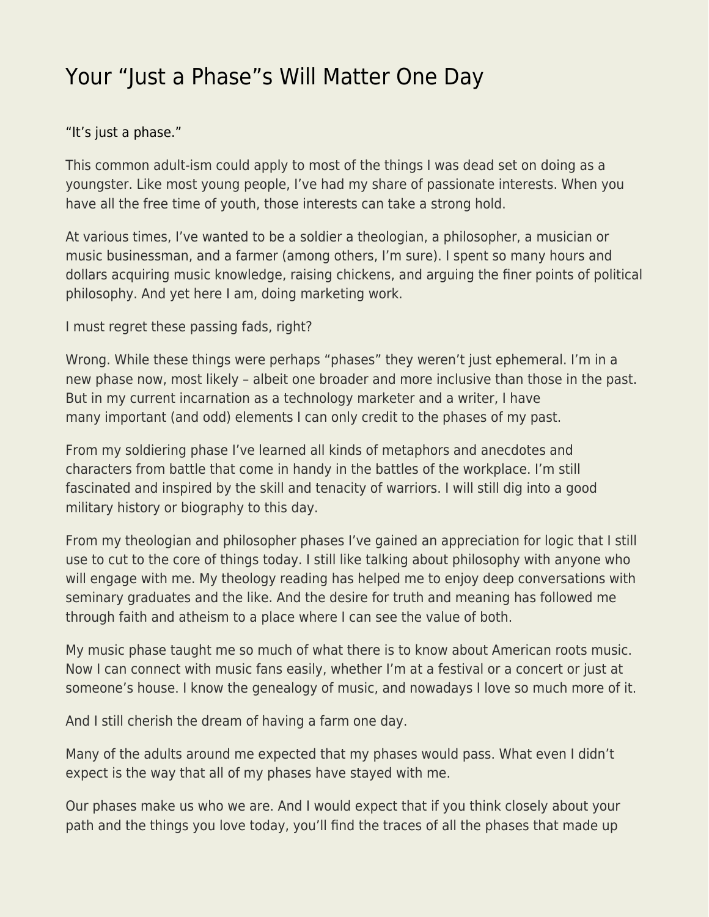# Your “Just a Phase”s Will Matter One Day

“It’s just a phase.”

This common adult-ism could apply to most of the things I was dead set on doing as a youngster. Like most young people, I’ve had my share of passionate interests. When you have all the free time of youth, those interests can take a strong hold.

At various times, I’ve wanted to be a soldier a theologian, a philosopher, a musician or music businessman, and a farmer (among others, I’m sure). I spent so many hours and dollars acquiring music knowledge, raising chickens, and arguing the finer points of political philosophy. And yet here I am, doing marketing work.

I must regret these passing fads, right?

Wrong. While these things were perhaps “phases” they weren’t just ephemeral. I’m in a new phase now, most likely – albeit one broader and more inclusive than those in the past. But in my current incarnation as a technology marketer and a writer, I have many important (and odd) elements I can only credit to the phases of my past.

From my soldiering phase I’ve learned all kinds of metaphors and anecdotes and characters from battle that come in handy in the battles of the workplace. I’m still fascinated and inspired by the skill and tenacity of warriors. I will still dig into a good military history or biography to this day.

From my theologian and philosopher phases I’ve gained an appreciation for logic that I still use to cut to the core of things today. I still like talking about philosophy with anyone who will engage with me. My theology reading has helped me to enjoy deep conversations with seminary graduates and the like. And the desire for truth and meaning has followed me through faith and atheism to a place where I can see the value of both.

My music phase taught me so much of what there is to know about American roots music. Now I can connect with music fans easily, whether I’m at a festival or a concert or just at someone’s house. I know the genealogy of music, and nowadays I love so much more of it.

And I still cherish the dream of having a farm one day.

Many of the adults around me expected that my phases would pass. What even I didn’t expect is the way that all of my phases have stayed with me.

Our phases make us who we are. And I would expect that if you think closely about your path and the things you love today, you’ll find the traces of all the phases that made up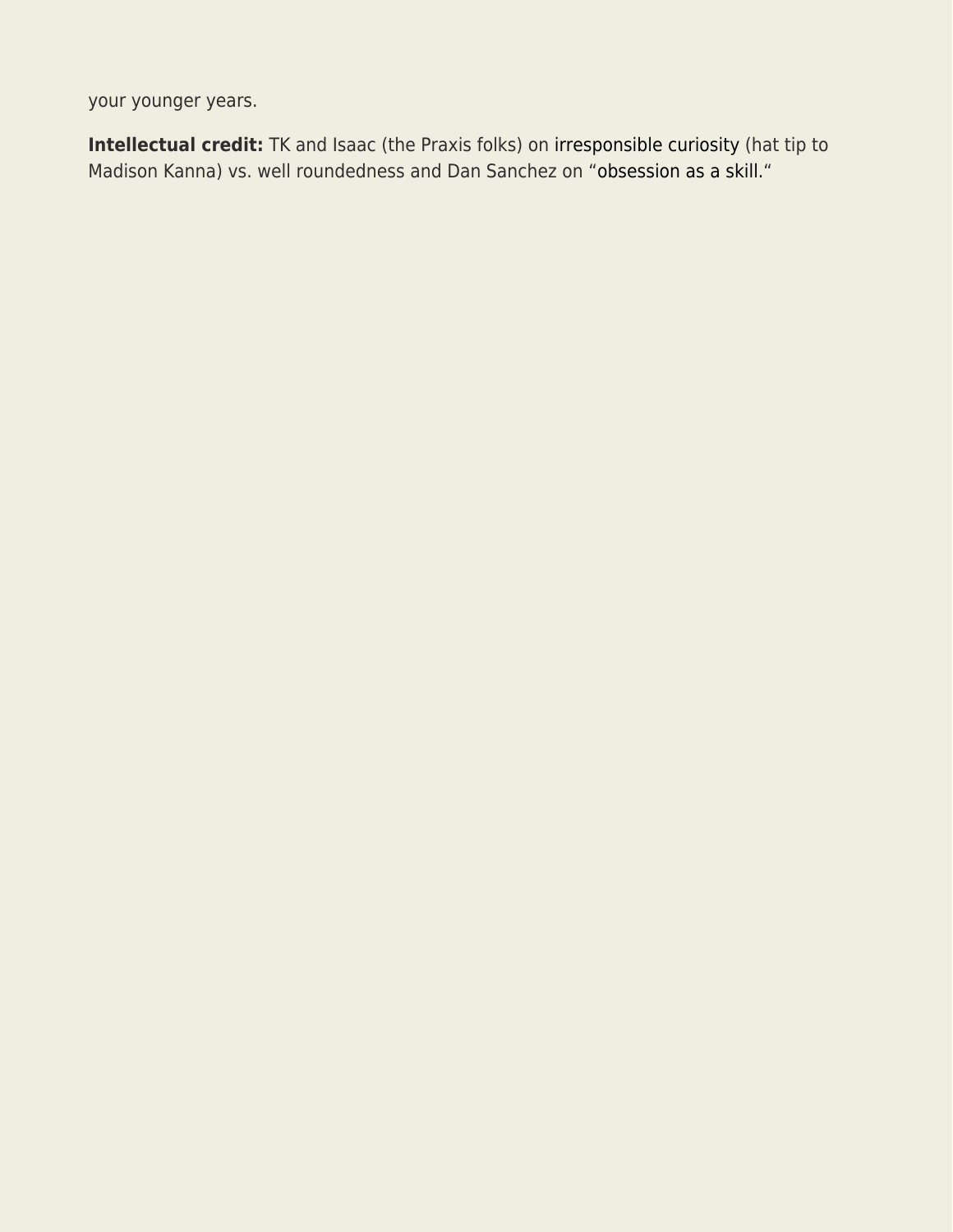your younger years.

**Intellectual credit:** TK and Isaac (the Praxis folks) on irresponsible curiosity (hat tip to Madison Kanna) vs. well roundedness and Dan Sanchez on "obsession as a skill."